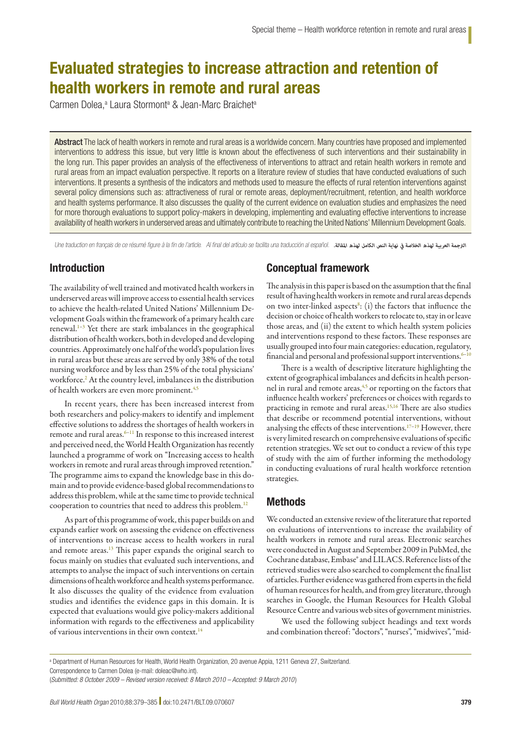# Evaluated strategies to increase attraction and retention of health workers in remote and rural areas

Carmen Dolea,[a] Laura Stormont[a] & Jean-Marc Braichet[a]

**Abstract** The lack of health workers in remote and rural areas is a worldwide concern. Many countries have proposed and implemented interventions to address this issue, but very little is known about the effectiveness of such interventions and their sustainability in the long run. This paper provides an analysis of the effectiveness of interventions to attract and retain health workers in remote and rural areas from an impact evaluation perspective. It reports on a literature review of studies that have conducted evaluations of such interventions. It presents a synthesis of the indicators and methods used to measure the effects of rural retention interventions against several policy dimensions such as: attractiveness of rural or remote areas, deployment/recruitment, retention, and health workforce and health systems performance. It also discusses the quality of the current evidence on evaluation studies and emphasizes the need for more thorough evaluations to support policy-makers in developing, implementing and evaluating effective interventions to increase availability of health workers in underserved areas and ultimately contribute to reaching the United Nations' Millennium Development Goals.

*Une traduction en français de ce résumé figure à la fin de l'article. Al final del artículo se facilita una traducción al español.* الترجمة العربية لهذه الخلاصة في نهاية النص الكامل لهذه المقالة.

## Introduction

The availability of well trained and motivated health workers in underserved areas will improve access to essential health services to achieve the health-related United Nations' Millennium Development Goals within the framework of a primary health care renewal.[1–3] Yet there are stark imbalances in the geographical distribution of health workers, both in developed and developing countries. Approximately one half of the world's population lives in rural areas but these areas are served by only 38% of the total nursing workforce and by less than 25% of the total physicians' workforce.[2] At the country level, imbalances in the distribution of health workers are even more prominent.[4,5]

In recent years, there has been increased interest from both researchers and policy-makers to identify and implement effective solutions to address the shortages of health workers in remote and rural areas.[6–11] In response to this increased interest and perceived need, the World Health Organization has recently launched a programme of work on "Increasing access to health workers in remote and rural areas through improved retention." The programme aims to expand the knowledge base in this domain and to provide evidence-based global recommendations to address this problem, while at the same time to provide technical cooperation to countries that need to address this problem.[12]

As part of this programme of work, this paper builds on and expands earlier work on assessing the evidence on effectiveness of interventions to increase access to health workers in rural and remote areas.[13] This paper expands the original search to focus mainly on studies that evaluated such interventions, and attempts to analyse the impact of such interventions on certain dimensions of health workforce and health systems performance. It also discusses the quality of the evidence from evaluation studies and identifies the evidence gaps in this domain. It is expected that evaluations would give policy-makers additional information with regards to the effectiveness and applicability of various interventions in their own context.[14]

## Conceptual framework

The analysis in this paper is based on the assumption that the final result of having health workers in remote and rural areas depends on two inter-linked aspects[8]: (i) the factors that influence the decision or choice of health workers to relocate to, stay in or leave those areas, and (ii) the extent to which health system policies and interventions respond to these factors. These responses are usually grouped into four main categories: education, regulatory, financial and personal and professional support interventions.[6–10]

There is a wealth of descriptive literature highlighting the extent of geographical imbalances and deficits in health personnel in rural and remote areas,[4,5] or reporting on the factors that influence health workers' preferences or choices with regards to practicing in remote and rural areas.[15,16] There are also studies that describe or recommend potential interventions, without analysing the effects of these interventions.[17–19] However, there is very limited research on comprehensive evaluations of specific retention strategies. We set out to conduct a review of this type of study with the aim of further informing the methodology in conducting evaluations of rural health workforce retention strategies.

## Methods

We conducted an extensive review of the literature that reported on evaluations of interventions to increase the availability of health workers in remote and rural areas. Electronic searches were conducted in August and September 2009 in PubMed, the Cochrane database, Embase® and LILACS. Reference lists of the retrieved studies were also searched to complement the final list of articles. Further evidence was gathered from experts in the field of human resources for health, and from grey literature, through searches in Google, the Human Resources for Health Global Resource Centre and various web sites of government ministries.

We used the following subject headings and text words and combination thereof: "doctors", "nurses", "midwives", "mid-

---

[a] Department of Human Resources for Health, World Health Organization, 20 avenue Appia, 1211 Geneva 27, Switzerland.
Correspondence to Carmen Dolea (e-mail: doleac@who.int).
(*Submitted: 8 October 2009 – Revised version received: 8 March 2010 – Accepted: 9 March 2010*)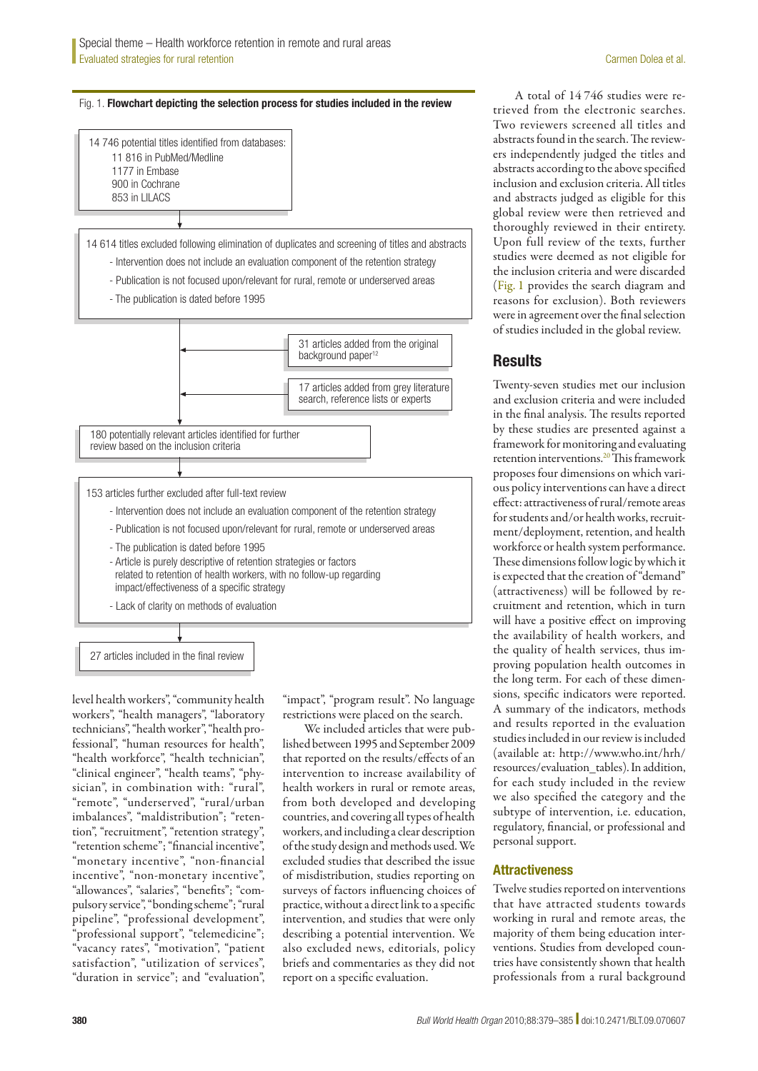Fig. 1. **Flowchart depicting the selection process for studies included in the review**

14 746 potential titles identified from databases:
- 11 816 in PubMed/Medline
- 1177 in Embase
- 900 in Cochrane
- 853 in LILACS

↓

14 614 titles excluded following elimination of duplicates and screening of titles and abstracts
- Intervention does not include an evaluation component of the retention strategy
- Publication is not focused upon/relevant for rural, remote or underserved areas
- The publication is dated before 1995

31 articles added from the original background paper[12]

17 articles added from grey literature search, reference lists or experts

↓

180 potentially relevant articles identified for further review based on the inclusion criteria

↓

153 articles further excluded after full-text review
- Intervention does not include an evaluation component of the retention strategy
- Publication is not focused upon/relevant for rural, remote or underserved areas
- The publication is dated before 1995
- Article is purely descriptive of retention strategies or factors related to retention of health workers, with no follow-up regarding impact/effectiveness of a specific strategy
- Lack of clarity on methods of evaluation

↓

27 articles included in the final review

level health workers", "community health workers", "health managers", "laboratory technicians", "health worker", "health professional", "human resources for health", "health workforce", "health technician", "clinical engineer", "health teams", "physician", in combination with: "rural", "remote", "underserved", "rural/urban imbalances", "maldistribution"; "retention", "recruitment", "retention strategy", "retention scheme"; "financial incentive", "monetary incentive", "non-financial incentive", "non-monetary incentive", "allowances", "salaries", "benefits"; "compulsory service", "bonding scheme"; "rural pipeline", "professional development", "professional support", "telemedicine"; "vacancy rates", "motivation", "patient satisfaction", "utilization of services", "duration in service"; and "evaluation", "impact", "program result". No language restrictions were placed on the search.

We included articles that were published between 1995 and September 2009 that reported on the results/effects of an intervention to increase availability of health workers in rural or remote areas, from both developed and developing countries, and covering all types of health workers, and including a clear description of the study design and methods used. We excluded studies that described the issue of misdistribution, studies reporting on surveys of factors influencing choices of practice, without a direct link to a specific intervention, and studies that were only describing a potential intervention. We also excluded news, editorials, policy briefs and commentaries as they did not report on a specific evaluation.

A total of 14 746 studies were retrieved from the electronic searches. Two reviewers screened all titles and abstracts found in the search. The reviewers independently judged the titles and abstracts according to the above specified inclusion and exclusion criteria. All titles and abstracts judged as eligible for this global review were then retrieved and thoroughly reviewed in their entirety. Upon full review of the texts, further studies were deemed as not eligible for the inclusion criteria and were discarded (Fig. 1 provides the search diagram and reasons for exclusion). Both reviewers were in agreement over the final selection of studies included in the global review.

## Results

Twenty-seven studies met our inclusion and exclusion criteria and were included in the final analysis. The results reported by these studies are presented against a framework for monitoring and evaluating retention interventions.[20] This framework proposes four dimensions on which various policy interventions can have a direct effect: attractiveness of rural/remote areas for students and/or health works, recruitment/deployment, retention, and health workforce or health system performance. These dimensions follow logic by which it is expected that the creation of "demand" (attractiveness) will be followed by recruitment and retention, which in turn will have a positive effect on improving the availability of health workers, and the quality of health services, thus improving population health outcomes in the long term. For each of these dimensions, specific indicators were reported. A summary of the indicators, methods and results reported in the evaluation studies included in our review is included (available at: http://www.who.int/hrh/resources/evaluation_tables). In addition, for each study included in the review we also specified the category and the subtype of intervention, i.e. education, regulatory, financial, or professional and personal support.

### Attractiveness

Twelve studies reported on interventions that have attracted students towards working in rural and remote areas, the majority of them being education interventions. Studies from developed countries have consistently shown that health professionals from a rural background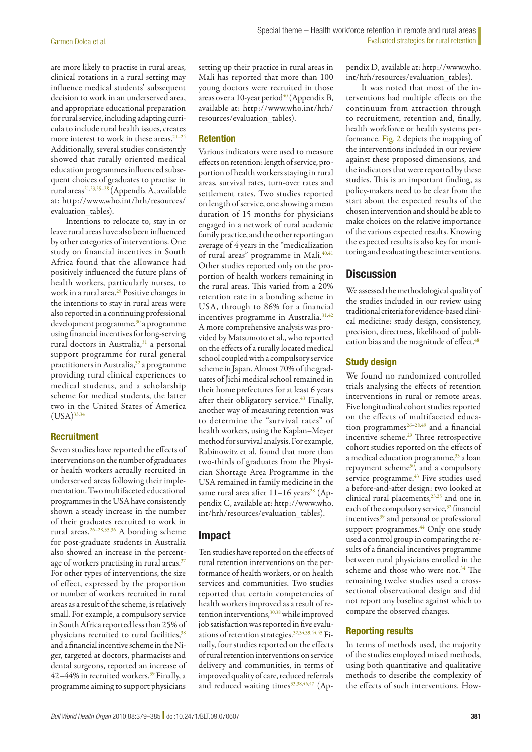are more likely to practise in rural areas, clinical rotations in a rural setting may influence medical students' subsequent decision to work in an underserved area, and appropriate educational preparation for rural service, including adapting curricula to include rural health issues, creates more interest to work in these areas.[21–24] Additionally, several studies consistently showed that rurally oriented medical education programmes influenced subsequent choices of graduates to practise in rural areas[21,23,25–28] (Appendix A, available at: http://www.who.int/hrh/resources/evaluation_tables).

Intentions to relocate to, stay in or leave rural areas have also been influenced by other categories of interventions. One study on financial incentives in South Africa found that the allowance had positively influenced the future plans of health workers, particularly nurses, to work in a rural area.[29] Positive changes in the intentions to stay in rural areas were also reported in a continuing professional development programme,[30] a programme using financial incentives for long-serving rural doctors in Australia,[31] a personal support programme for rural general practitioners in Australia,[32] a programme providing rural clinical experiences to medical students, and a scholarship scheme for medical students, the latter two in the United States of America (USA)[33,34]

### Recruitment

Seven studies have reported the effects of interventions on the number of graduates or health workers actually recruited in underserved areas following their implementation. Two multifaceted educational programmes in the USA have consistently shown a steady increase in the number of their graduates recruited to work in rural areas.[26–28,35,36] A bonding scheme for post-graduate students in Australia also showed an increase in the percentage of workers practising in rural areas.[37] For other types of interventions, the size of effect, expressed by the proportion or number of workers recruited in rural areas as a result of the scheme, is relatively small. For example, a compulsory service in South Africa reported less than 25% of physicians recruited to rural facilities,[38] and a financial incentive scheme in the Niger, targeted at doctors, pharmacists and dental surgeons, reported an increase of 42–44% in recruited workers.[39] Finally, a programme aiming to support physicians setting up their practice in rural areas in Mali has reported that more than 100 young doctors were recruited in those areas over a 10-year period[40] (Appendix B, available at: http://www.who.int/hrh/resources/evaluation_tables).

### Retention

Various indicators were used to measure effects on retention: length of service, proportion of health workers staying in rural areas, survival rates, turn-over rates and settlement rates. Two studies reported on length of service, one showing a mean duration of 15 months for physicians engaged in a network of rural academic family practice, and the other reporting an average of 4 years in the "medicalization of rural areas" programme in Mali.[40,41] Other studies reported only on the proportion of health workers remaining in the rural areas. This varied from a 20% retention rate in a bonding scheme in USA, through to 86% for a financial incentives programme in Australia.[31,42] A more comprehensive analysis was provided by Matsumoto et al., who reported on the effects of a rurally located medical school coupled with a compulsory service scheme in Japan. Almost 70% of the graduates of Jichi medical school remained in their home prefectures for at least 6 years after their obligatory service.[43] Finally, another way of measuring retention was to determine the "survival rates" of health workers, using the Kaplan–Meyer method for survival analysis. For example, Rabinowitz et al. found that more than two-thirds of graduates from the Physician Shortage Area Programme in the USA remained in the same rural area after 11–16 years[28] (Appendix C, available at: http://www.who.int/hrh/resources/evaluation_tables).

## Impact

Ten studies have reported on the effects of rural retention interventions on the performance of health workers, or on health services and communities. Two studies reported that certain competencies of health workers improved as a result of retention interventions,[30,38] while improved job satisfaction was reported in five evaluations of retention strategies.[32,34,39,44,45] Finally, four studies reported on the effects of rural retention interventions on service delivery and communities, in terms of improved quality of care, reduced referrals and reduced waiting times[33,38,46,47] (Appendix D, available at: http://www.who.int/hrh/resources/evaluation_tables).

It was noted that most of the interventions had multiple effects on the continuum from attraction through to recruitment, retention and, finally, health workforce or health systems performance. Fig. 2 depicts the mapping of the interventions included in our review against these proposed dimensions, and the indicators that were reported by these studies. This is an important finding, as policy-makers need to be clear from the start about the expected results of the chosen intervention and should be able to make choices on the relative importance of the various expected results. Knowing the expected results is also key for monitoring and evaluating these interventions.

## Discussion

We assessed the methodological quality of the studies included in our review using traditional criteria for evidence-based clinical medicine: study design, consistency, precision, directness, likelihood of publication bias and the magnitude of effect.[48]

### Study design

We found no randomized controlled trials analysing the effects of retention interventions in rural or remote areas. Five longitudinal cohort studies reported on the effects of multifaceted education programmes[26–28,49] and a financial incentive scheme.[29] Three retrospective cohort studies reported on the effects of a medical education programme,[33] a loan repayment scheme[50], and a compulsory service programme.[43] Five studies used a before-and-after design: two looked at clinical rural placements,[23,25] and one in each of the compulsory service,[32] financial incentives[39] and personal or professional support programmes.[44] Only one study used a control group in comparing the results of a financial incentives programme between rural physicians enrolled in the scheme and those who were not.[34] The remaining twelve studies used a cross-sectional observational design and did not report any baseline against which to compare the observed changes.

### Reporting results

In terms of methods used, the majority of the studies employed mixed methods, using both quantitative and qualitative methods to describe the complexity of the effects of such interventions. How-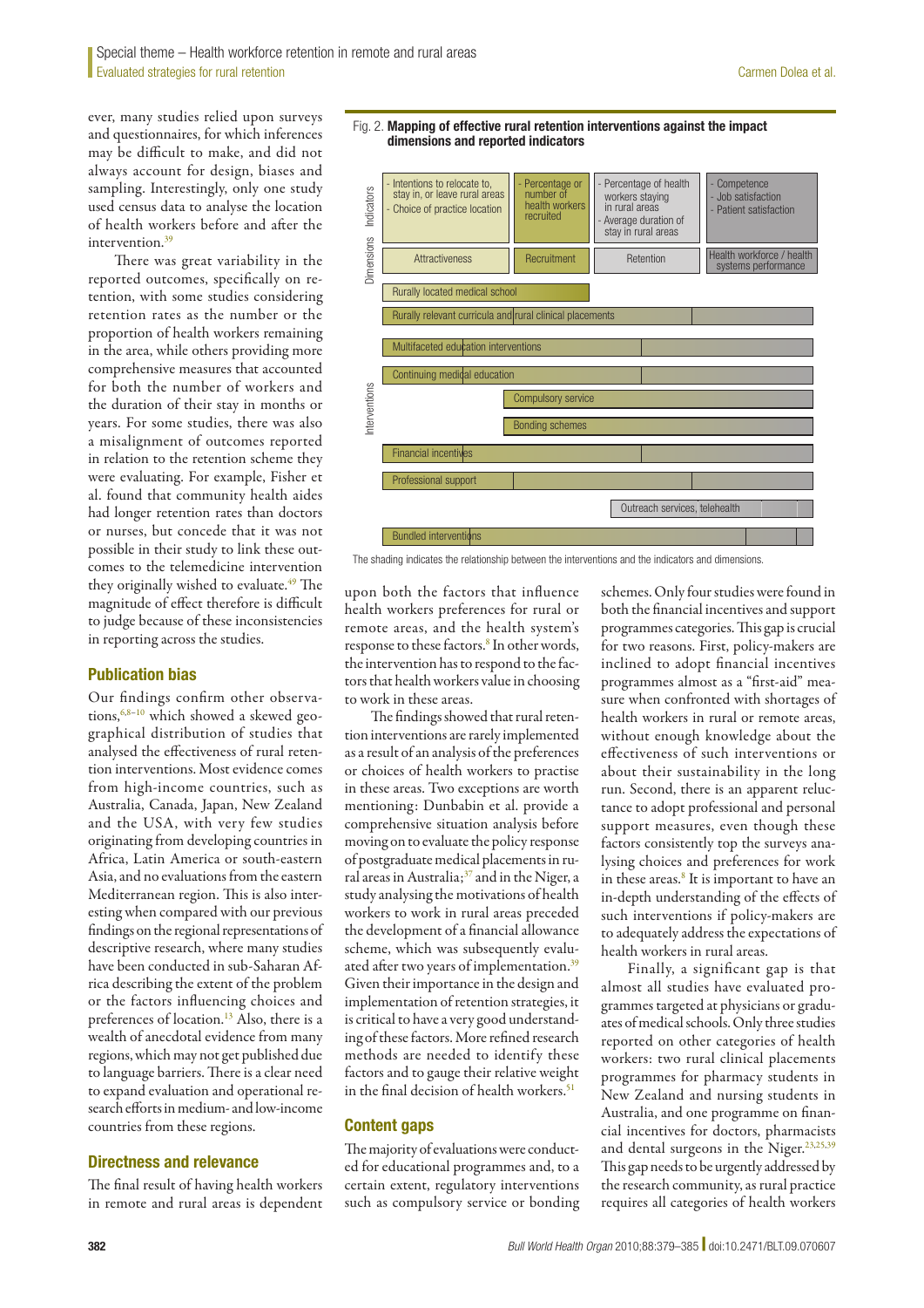ever, many studies relied upon surveys and questionnaires, for which inferences may be difficult to make, and did not always account for design, biases and sampling. Interestingly, only one study used census data to analyse the location of health workers before and after the intervention.[39]

There was great variability in the reported outcomes, specifically on retention, with some studies considering retention rates as the number or the proportion of health workers remaining in the area, while others providing more comprehensive measures that accounted for both the number of workers and the duration of their stay in months or years. For some studies, there was also a misalignment of outcomes reported in relation to the retention scheme they were evaluating. For example, Fisher et al. found that community health aides had longer retention rates than doctors or nurses, but concede that it was not possible in their study to link these outcomes to the telemedicine intervention they originally wished to evaluate.[49] The magnitude of effect therefore is difficult to judge because of these inconsistencies in reporting across the studies.

## Publication bias

Our findings confirm other observations,[6,8–10] which showed a skewed geographical distribution of studies that analysed the effectiveness of rural retention interventions. Most evidence comes from high-income countries, such as Australia, Canada, Japan, New Zealand and the USA, with very few studies originating from developing countries in Africa, Latin America or south-eastern Asia, and no evaluations from the eastern Mediterranean region. This is also interesting when compared with our previous findings on the regional representations of descriptive research, where many studies have been conducted in sub-Saharan Africa describing the extent of the problem or the factors influencing choices and preferences of location.[13] Also, there is a wealth of anecdotal evidence from many regions, which may not get published due to language barriers. There is a clear need to expand evaluation and operational research efforts in medium- and low-income countries from these regions.

## Directness and relevance

The final result of having health workers in remote and rural areas is dependent upon both the factors that influence health workers preferences for rural or remote areas, and the health system's response to these factors.[8] In other words, the intervention has to respond to the factors that health workers value in choosing to work in these areas.

The findings showed that rural retention interventions are rarely implemented as a result of an analysis of the preferences or choices of health workers to practise in these areas. Two exceptions are worth mentioning: Dunbabin et al. provide a comprehensive situation analysis before moving on to evaluate the policy response of postgraduate medical placements in rural areas in Australia;[37] and in the Niger, a study analysing the motivations of health workers to work in rural areas preceded the development of a financial allowance scheme, which was subsequently evaluated after two years of implementation.[39] Given their importance in the design and implementation of retention strategies, it is critical to have a very good understanding of these factors. More refined research methods are needed to identify these factors and to gauge their relative weight in the final decision of health workers.[51]

## Content gaps

The majority of evaluations were conducted for educational programmes and, to a certain extent, regulatory interventions such as compulsory service or bonding schemes. Only four studies were found in both the financial incentives and support programmes categories. This gap is crucial for two reasons. First, policy-makers are inclined to adopt financial incentives programmes almost as a "first-aid" measure when confronted with shortages of health workers in rural or remote areas, without enough knowledge about the effectiveness of such interventions or about their sustainability in the long run. Second, there is an apparent reluctance to adopt professional and personal support measures, even though these factors consistently top the surveys analysing choices and preferences for work in these areas.[8] It is important to have an in-depth understanding of the effects of such interventions if policy-makers are to adequately address the expectations of health workers in rural areas.

Finally, a significant gap is that almost all studies have evaluated programmes targeted at physicians or graduates of medical schools. Only three studies reported on other categories of health workers: two rural clinical placements programmes for pharmacy students in New Zealand and nursing students in Australia, and one programme on financial incentives for doctors, pharmacists and dental surgeons in the Niger.[23,25,39] This gap needs to be urgently addressed by the research community, as rural practice requires all categories of health workers

Fig. 2. **Mapping of effective rural retention interventions against the impact dimensions and reported indicators**

| | Attractiveness | Recruitment | Retention | Health workforce / health systems performance |
|---|---|---|---|---|
| **Indicators** | - Intentions to relocate to, stay in, or leave rural areas<br>- Choice of practice location | - Percentage or number of health workers recruited | - Percentage of health workers staying in rural areas<br>- Average duration of stay in rural areas | - Competence<br>- Job satisfaction<br>- Patient satisfaction |
| **Interventions** | | | | |
| Rurally located medical school | ■ | ■ | | |
| Rurally relevant curricula and rural clinical placements | ■ | ■ | ■ | |
| Multifaceted education interventions | ■ | ■ | | |
| Continuing medical education | ■ | ■ | | |
| Compulsory service | | ■ | ■ | |
| Bonding schemes | | ■ | ■ | |
| Financial incentives | ■ | ■ | | |
| Professional support | ■ | ■ | ■ | |
| Outreach services, telehealth | | | ■ | ■ |
| Bundled interventions | ■ | ■ | ■ | ■ |

The shading indicates the relationship between the interventions and the indicators and dimensions.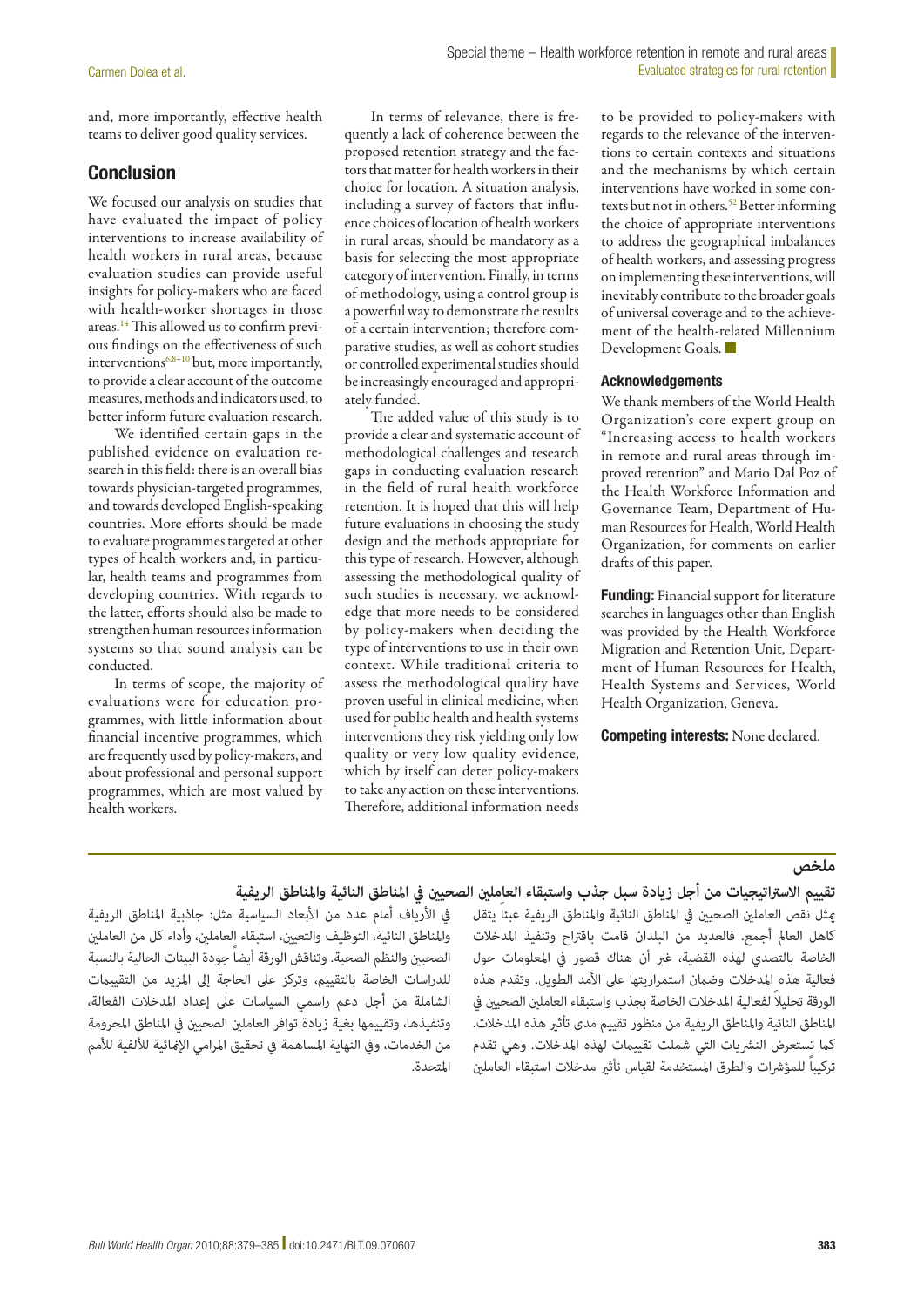and, more importantly, effective health teams to deliver good quality services.

## Conclusion

We focused our analysis on studies that have evaluated the impact of policy interventions to increase availability of health workers in rural areas, because evaluation studies can provide useful insights for policy-makers who are faced with health-worker shortages in those areas.[14] This allowed us to confirm previous findings on the effectiveness of such interventions[6,8–10] but, more importantly, to provide a clear account of the outcome measures, methods and indicators used, to better inform future evaluation research.

We identified certain gaps in the published evidence on evaluation research in this field: there is an overall bias towards physician-targeted programmes, and towards developed English-speaking countries. More efforts should be made to evaluate programmes targeted at other types of health workers and, in particular, health teams and programmes from developing countries. With regards to the latter, efforts should also be made to strengthen human resources information systems so that sound analysis can be conducted.

In terms of scope, the majority of evaluations were for education programmes, with little information about financial incentive programmes, which are frequently used by policy-makers, and about professional and personal support programmes, which are most valued by health workers.

In terms of relevance, there is frequently a lack of coherence between the proposed retention strategy and the factors that matter for health workers in their choice for location. A situation analysis, including a survey of factors that influence choices of location of health workers in rural areas, should be mandatory as a basis for selecting the most appropriate category of intervention. Finally, in terms of methodology, using a control group is a powerful way to demonstrate the results of a certain intervention; therefore comparative studies, as well as cohort studies or controlled experimental studies should be increasingly encouraged and appropriately funded.

The added value of this study is to provide a clear and systematic account of methodological challenges and research gaps in conducting evaluation research in the field of rural health workforce retention. It is hoped that this will help future evaluations in choosing the study design and the methods appropriate for this type of research. However, although assessing the methodological quality of such studies is necessary, we acknowledge that more needs to be considered by policy-makers when deciding the type of interventions to use in their own context. While traditional criteria to assess the methodological quality have proven useful in clinical medicine, when used for public health and health systems interventions they risk yielding only low quality or very low quality evidence, which by itself can deter policy-makers to take any action on these interventions. Therefore, additional information needs to be provided to policy-makers with regards to the relevance of the interventions to certain contexts and situations and the mechanisms by which certain interventions have worked in some contexts but not in others.[52] Better informing the choice of appropriate interventions to address the geographical imbalances of health workers, and assessing progress on implementing these interventions, will inevitably contribute to the broader goals of universal coverage and to the achievement of the health-related Millennium Development Goals. ■

### Acknowledgements

We thank members of the World Health Organization's core expert group on "Increasing access to health workers in remote and rural areas through improved retention" and Mario Dal Poz of the Health Workforce Information and Governance Team, Department of Human Resources for Health, World Health Organization, for comments on earlier drafts of this paper.

**Funding:** Financial support for literature searches in languages other than English was provided by the Health Workforce Migration and Retention Unit, Department of Human Resources for Health, Health Systems and Services, World Health Organization, Geneva.

**Competing interests:** None declared.

## ملخص

### تقييم الاستراتيجيات من أجل زيادة سبل جذب واستبقاء العاملين الصحيين في المناطق النائية والمناطق الريفية

يمثل نقص العاملين الصحيين في المناطق النائية والمناطق الريفية عبئاً يثقل كاهل العالم أجمع. فالعديد من البلدان قامت باقتراح وتنفيذ المدخلات الخاصة بالتصدي لهذه القضية، غير أن هناك قصور في المعلومات حول فعالية هذه المدخلات وضمان استمراريتها على الأمد الطويل. وتقدم هذه الورقة تحليلاً لفعالية المدخلات الخاصة بجذب واستبقاء العاملين الصحيين في المناطق النائية والمناطق الريفية من منظور تقييم مدى تأثير هذه المدخلات. كما تستعرض النشريات التي شملت تقييمات لهذه المدخلات. وهي تقدم تركيباً للمؤشرات والطرق المستخدمة لقياس تأثير مدخلات استبقاء العاملين في الأرياف أمام عدد من الأبعاد السياسية مثل: جاذبية المناطق الريفية والمناطق النائية، التوظيف والتعيين، استبقاء العاملين، وأداء كل من العاملين الصحيين والنظم الصحية. وتناقش الورقة أيضاً جودة البينات الحالية بالنسبة للدراسات الخاصة بالتقييم، وتركز على الحاجة إلى المزيد من التقييمات الشاملة من أجل دعم راسمي السياسات على إعداد المدخلات الفعالة، وتنفيذها، وتقييمها بغية زيادة توافر العاملين الصحيين في المناطق المحرومة من الخدمات، وفي النهاية المساهمة في تحقيق المرامي الإنمائية للألفية للأمم المتحدة.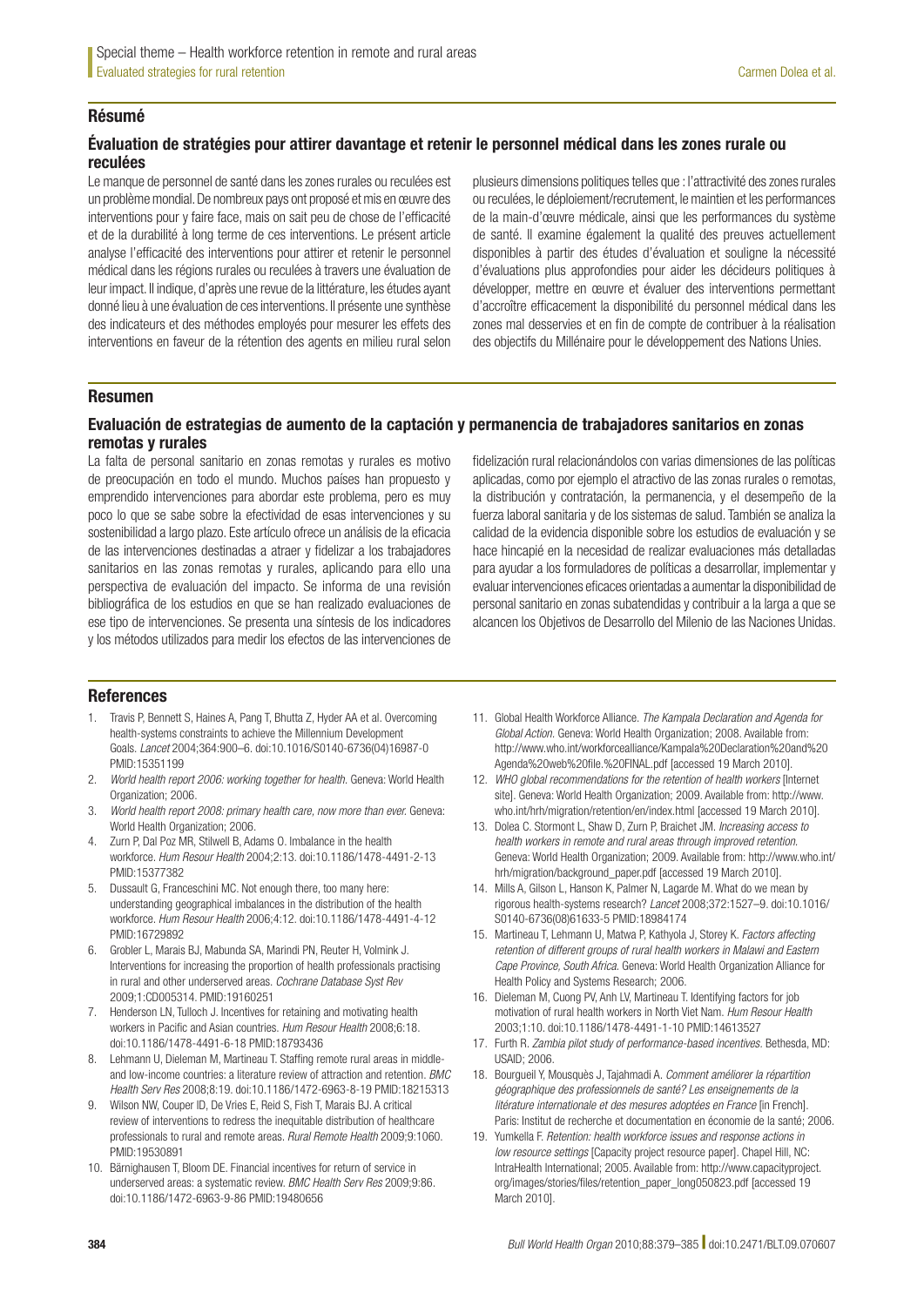## Résumé

### Évaluation de stratégies pour attirer davantage et retenir le personnel médical dans les zones rurale ou reculées

Le manque de personnel de santé dans les zones rurales ou reculées est un problème mondial. De nombreux pays ont proposé et mis en œuvre des interventions pour y faire face, mais on sait peu de chose de l'efficacité et de la durabilité à long terme de ces interventions. Le présent article analyse l'efficacité des interventions pour attirer et retenir le personnel médical dans les régions rurales ou reculées à travers une évaluation de leur impact. Il indique, d'après une revue de la littérature, les études ayant donné lieu à une évaluation de ces interventions. Il présente une synthèse des indicateurs et des méthodes employés pour mesurer les effets des interventions en faveur de la rétention des agents en milieu rural selon plusieurs dimensions politiques telles que : l'attractivité des zones rurales ou reculées, le déploiement/recrutement, le maintien et les performances de la main-d'œuvre médicale, ainsi que les performances du système de santé. Il examine également la qualité des preuves actuellement disponibles à partir des études d'évaluation et souligne la nécessité d'évaluations plus approfondies pour aider les décideurs politiques à développer, mettre en œuvre et évaluer des interventions permettant d'accroître efficacement la disponibilité du personnel médical dans les zones mal desservies et en fin de compte de contribuer à la réalisation des objectifs du Millénaire pour le développement des Nations Unies.

## Resumen

### Evaluación de estrategias de aumento de la captación y permanencia de trabajadores sanitarios en zonas remotas y rurales

La falta de personal sanitario en zonas remotas y rurales es motivo de preocupación en todo el mundo. Muchos países han propuesto y emprendido intervenciones para abordar este problema, pero es muy poco lo que se sabe sobre la efectividad de esas intervenciones y su sostenibilidad a largo plazo. Este artículo ofrece un análisis de la eficacia de las intervenciones destinadas a atraer y fidelizar a los trabajadores sanitarios en las zonas remotas y rurales, aplicando para ello una perspectiva de evaluación del impacto. Se informa de una revisión bibliográfica de los estudios en que se han realizado evaluaciones de ese tipo de intervenciones. Se presenta una síntesis de los indicadores y los métodos utilizados para medir los efectos de las intervenciones de fidelización rural relacionándolos con varias dimensiones de las políticas aplicadas, como por ejemplo el atractivo de las zonas rurales o remotas, la distribución y contratación, la permanencia, y el desempeño de la fuerza laboral sanitaria y de los sistemas de salud. También se analiza la calidad de la evidencia disponible sobre los estudios de evaluación y se hace hincapié en la necesidad de realizar evaluaciones más detalladas para ayudar a los formuladores de políticas a desarrollar, implementar y evaluar intervenciones eficaces orientadas a aumentar la disponibilidad de personal sanitario en zonas subatendidas y contribuir a la larga a que se alcancen los Objetivos de Desarrollo del Milenio de las Naciones Unidas.

## References

1. Travis P, Bennett S, Haines A, Pang T, Bhutta Z, Hyder AA et al. Overcoming health-systems constraints to achieve the Millennium Development Goals. *Lancet* 2004;364:900–6. doi:10.1016/S0140-6736(04)16987-0 PMID:15351199
2. *World health report 2006: working together for health.* Geneva: World Health Organization; 2006.
3. *World health report 2008: primary health care, now more than ever.* Geneva: World Health Organization; 2006.
4. Zurn P, Dal Poz MR, Stilwell B, Adams O. Imbalance in the health workforce. *Hum Resour Health* 2004;2:13. doi:10.1186/1478-4491-2-13 PMID:15377382
5. Dussault G, Franceschini MC. Not enough there, too many here: understanding geographical imbalances in the distribution of the health workforce. *Hum Resour Health* 2006;4:12. doi:10.1186/1478-4491-4-12 PMID:16729892
6. Grobler L, Marais BJ, Mabunda SA, Marindi PN, Reuter H, Volmink J. Interventions for increasing the proportion of health professionals practising in rural and other underserved areas. *Cochrane Database Syst Rev* 2009;1:CD005314. PMID:19160251
7. Henderson LN, Tulloch J. Incentives for retaining and motivating health workers in Pacific and Asian countries. *Hum Resour Health* 2008;6:18. doi:10.1186/1478-4491-6-18 PMID:18793436
8. Lehmann U, Dieleman M, Martineau T. Staffing remote rural areas in middle- and low-income countries: a literature review of attraction and retention. *BMC Health Serv Res* 2008;8:19. doi:10.1186/1472-6963-8-19 PMID:18215313
9. Wilson NW, Couper ID, De Vries E, Reid S, Fish T, Marais BJ. A critical review of interventions to redress the inequitable distribution of healthcare professionals to rural and remote areas. *Rural Remote Health* 2009;9:1060. PMID:19530891
10. Bärnighausen T, Bloom DE. Financial incentives for return of service in underserved areas: a systematic review. *BMC Health Serv Res* 2009;9:86. doi:10.1186/1472-6963-9-86 PMID:19480656
11. Global Health Workforce Alliance. *The Kampala Declaration and Agenda for Global Action.* Geneva: World Health Organization; 2008. Available from: http://www.who.int/workforcealliance/Kampala%20Declaration%20and%20Agenda%20web%20file.%20FINAL.pdf [accessed 19 March 2010].
12. *WHO global recommendations for the retention of health workers* [Internet site]. Geneva: World Health Organization; 2009. Available from: http://www.who.int/hrh/migration/retention/en/index.html [accessed 19 March 2010].
13. Dolea C. Stormont L, Shaw D, Zurn P, Braichet JM. *Increasing access to health workers in remote and rural areas through improved retention.* Geneva: World Health Organization; 2009. Available from: http://www.who.int/hrh/migration/background_paper.pdf [accessed 19 March 2010].
14. Mills A, Gilson L, Hanson K, Palmer N, Lagarde M. What do we mean by rigorous health-systems research? *Lancet* 2008;372:1527–9. doi:10.1016/S0140-6736(08)61633-5 PMID:18984174
15. Martineau T, Lehmann U, Matwa P, Kathyola J, Storey K. *Factors affecting retention of different groups of rural health workers in Malawi and Eastern Cape Province, South Africa.* Geneva: World Health Organization Alliance for Health Policy and Systems Research; 2006.
16. Dieleman M, Cuong PV, Anh LV, Martineau T. Identifying factors for job motivation of rural health workers in North Viet Nam. *Hum Resour Health* 2003;1:10. doi:10.1186/1478-4491-1-10 PMID:14613527
17. Furth R. *Zambia pilot study of performance-based incentives.* Bethesda, MD: USAID; 2006.
18. Bourgueil Y, Mousquès J, Tajahmadi A. *Comment améliorer la répartition géographique des professionnels de santé? Les enseignements de la littérature internationale et des mesures adoptées en France* [in French]. Paris: Institut de recherche et documentation en économie de la santé; 2006.
19. Yumkella F. *Retention: health workforce issues and response actions in low resource settings* [Capacity project resource paper]. Chapel Hill, NC: IntraHealth International; 2005. Available from: http://www.capacityproject.org/images/stories/files/retention_paper_long050823.pdf [accessed 19 March 2010].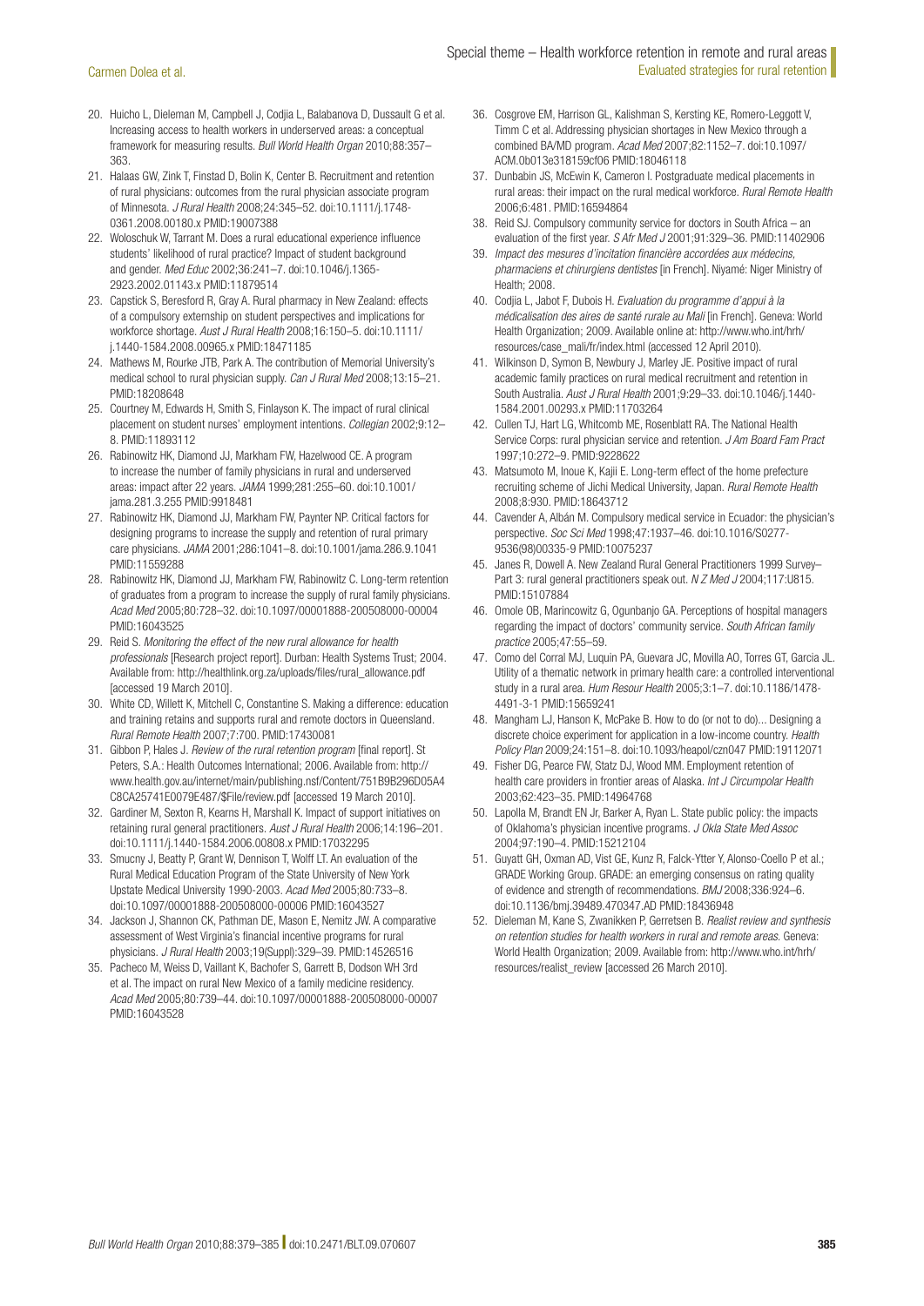20. Huicho L, Dieleman M, Campbell J, Codjia L, Balabanova D, Dussault G et al. Increasing access to health workers in underserved areas: a conceptual framework for measuring results. *Bull World Health Organ* 2010;88:357–363.
21. Halaas GW, Zink T, Finstad D, Bolin K, Center B. Recruitment and retention of rural physicians: outcomes from the rural physician associate program of Minnesota. *J Rural Health* 2008;24:345–52. doi:10.1111/j.1748-0361.2008.00180.x PMID:19007388
22. Woloschuk W, Tarrant M. Does a rural educational experience influence students' likelihood of rural practice? Impact of student background and gender. *Med Educ* 2002;36:241–7. doi:10.1046/j.1365-2923.2002.01143.x PMID:11879514
23. Capstick S, Beresford R, Gray A. Rural pharmacy in New Zealand: effects of a compulsory externship on student perspectives and implications for workforce shortage. *Aust J Rural Health* 2008;16:150–5. doi:10.1111/j.1440-1584.2008.00965.x PMID:18471185
24. Mathews M, Rourke JTB, Park A. The contribution of Memorial University's medical school to rural physician supply. *Can J Rural Med* 2008;13:15–21. PMID:18208648
25. Courtney M, Edwards H, Smith S, Finlayson K. The impact of rural clinical placement on student nurses' employment intentions. *Collegian* 2002;9:12–8. PMID:11893112
26. Rabinowitz HK, Diamond JJ, Markham FW, Hazelwood CE. A program to increase the number of family physicians in rural and underserved areas: impact after 22 years. *JAMA* 1999;281:255–60. doi:10.1001/jama.281.3.255 PMID:9918481
27. Rabinowitz HK, Diamond JJ, Markham FW, Paynter NP. Critical factors for designing programs to increase the supply and retention of rural primary care physicians. *JAMA* 2001;286:1041–8. doi:10.1001/jama.286.9.1041 PMID:11559288
28. Rabinowitz HK, Diamond JJ, Markham FW, Rabinowitz C. Long-term retention of graduates from a program to increase the supply of rural family physicians. *Acad Med* 2005;80:728–32. doi:10.1097/00001888-200508000-00004 PMID:16043525
29. Reid S. *Monitoring the effect of the new rural allowance for health professionals* [Research project report]. Durban: Health Systems Trust; 2004. Available from: http://healthlink.org.za/uploads/files/rural_allowance.pdf [accessed 19 March 2010].
30. White CD, Willett K, Mitchell C, Constantine S. Making a difference: education and training retains and supports rural and remote doctors in Queensland. *Rural Remote Health* 2007;7:700. PMID:17430081
31. Gibbon P, Hales J. *Review of the rural retention program* [final report]. St Peters, S.A.: Health Outcomes International; 2006. Available from: http://www.health.gov.au/internet/main/publishing.nsf/Content/751B9B296D05A4C8CA25741E0079E487/$File/review.pdf [accessed 19 March 2010].
32. Gardiner M, Sexton R, Kearns H, Marshall K. Impact of support initiatives on retaining rural general practitioners. *Aust J Rural Health* 2006;14:196–201. doi:10.1111/j.1440-1584.2006.00808.x PMID:17032295
33. Smucny J, Beatty P, Grant W, Dennison T, Wolff LT. An evaluation of the Rural Medical Education Program of the State University of New York Upstate Medical University 1990-2003. *Acad Med* 2005;80:733–8. doi:10.1097/00001888-200508000-00006 PMID:16043527
34. Jackson J, Shannon CK, Pathman DE, Mason E, Nemitz JW. A comparative assessment of West Virginia's financial incentive programs for rural physicians. *J Rural Health* 2003;19(Suppl):329–39. PMID:14526516
35. Pacheco M, Weiss D, Vaillant K, Bachofer S, Garrett B, Dodson WH 3rd et al. The impact on rural New Mexico of a family medicine residency. *Acad Med* 2005;80:739–44. doi:10.1097/00001888-200508000-00007 PMID:16043528
36. Cosgrove EM, Harrison GL, Kalishman S, Kersting KE, Romero-Leggott V, Timm C et al. Addressing physician shortages in New Mexico through a combined BA/MD program. *Acad Med* 2007;82:1152–7. doi:10.1097/ACM.0b013e318159cf06 PMID:18046118
37. Dunbabin JS, McEwin K, Cameron I. Postgraduate medical placements in rural areas: their impact on the rural medical workforce. *Rural Remote Health* 2006;6:481. PMID:16594864
38. Reid SJ. Compulsory community service for doctors in South Africa – an evaluation of the first year. *S Afr Med J* 2001;91:329–36. PMID:11402906
39. *Impact des mesures d'incitation financière accordées aux médecins, pharmaciens et chirurgiens dentistes* [in French]. Niyamé: Niger Ministry of Health; 2008.
40. Codjia L, Jabot F, Dubois H. *Evaluation du programme d'appui à la médicalisation des aires de santé rurale au Mali* [in French]. Geneva: World Health Organization; 2009. Available online at: http://www.who.int/hrh/resources/case_mali/fr/index.html (accessed 12 April 2010).
41. Wilkinson D, Symon B, Newbury J, Marley JE. Positive impact of rural academic family practices on rural medical recruitment and retention in South Australia. *Aust J Rural Health* 2001;9:29–33. doi:10.1046/j.1440-1584.2001.00293.x PMID:11703264
42. Cullen TJ, Hart LG, Whitcomb ME, Rosenblatt RA. The National Health Service Corps: rural physician service and retention. *J Am Board Fam Pract* 1997;10:272–9. PMID:9228622
43. Matsumoto M, Inoue K, Kajii E. Long-term effect of the home prefecture recruiting scheme of Jichi Medical University, Japan. *Rural Remote Health* 2008;8:930. PMID:18643712
44. Cavender A, Albán M. Compulsory medical service in Ecuador: the physician's perspective. *Soc Sci Med* 1998;47:1937–46. doi:10.1016/S0277-9536(98)00335-9 PMID:10075237
45. Janes R, Dowell A. New Zealand Rural General Practitioners 1999 Survey–Part 3: rural general practitioners speak out. *N Z Med J* 2004;117:U815. PMID:15107884
46. Omole OB, Marincowitz G, Ogunbanjo GA. Perceptions of hospital managers regarding the impact of doctors' community service. *South African family practice* 2005;47:55–59.
47. Como del Corral MJ, Luquin PA, Guevara JC, Movilla AO, Torres GT, Garcia JL. Utility of a thematic network in primary health care: a controlled interventional study in a rural area. *Hum Resour Health* 2005;3:1–7. doi:10.1186/1478-4491-3-1 PMID:15659241
48. Mangham LJ, Hanson K, McPake B. How to do (or not to do)... Designing a discrete choice experiment for application in a low-income country. *Health Policy Plan* 2009;24:151–8. doi:10.1093/heapol/czn047 PMID:19112071
49. Fisher DG, Pearce FW, Statz DJ, Wood MM. Employment retention of health care providers in frontier areas of Alaska. *Int J Circumpolar Health* 2003;62:423–35. PMID:14964768
50. Lapolla M, Brandt EN Jr, Barker A, Ryan L. State public policy: the impacts of Oklahoma's physician incentive programs. *J Okla State Med Assoc* 2004;97:190–4. PMID:15212104
51. Guyatt GH, Oxman AD, Vist GE, Kunz R, Falck-Ytter Y, Alonso-Coello P et al.; GRADE Working Group. GRADE: an emerging consensus on rating quality of evidence and strength of recommendations. *BMJ* 2008;336:924–6. doi:10.1136/bmj.39489.470347.AD PMID:18436948
52. Dieleman M, Kane S, Zwanikken P, Gerretsen B. *Realist review and synthesis on retention studies for health workers in rural and remote areas.* Geneva: World Health Organization; 2009. Available from: http://www.who.int/hrh/resources/realist_review [accessed 26 March 2010].